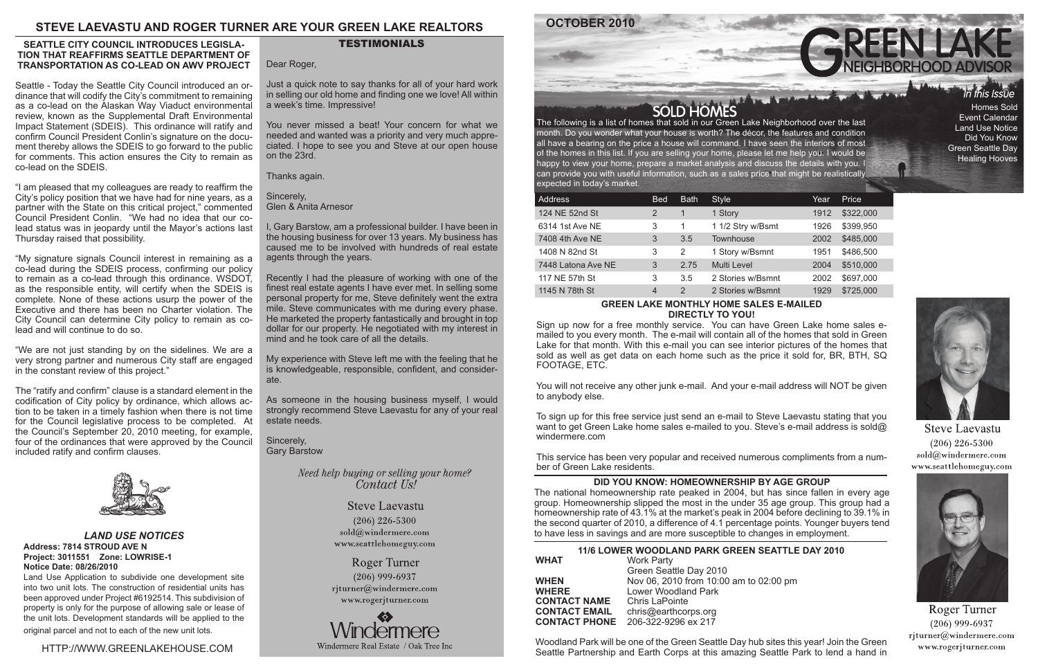# STEVE LAEVASTU AND ROGER TURNER ARE YOUR GREEN LAKE REALTORS

## SEATTLE CITY COUNCIL INTRODUCES LEGISLATION THAT REAFFIRMS SEATTLE DEPARTMENT OF TRANSPORTATION AS CO-LEAD ON AWV PROJECT

Seattle - Today the Seattle City Council introduced an ordinance that will codify the City's commitment to remaining as a co-lead on the Alaskan Way Viaduct environmental review, known as the Supplemental Draft Environmental Impact Statement (SDEIS). This ordinance will ratify and confirm Council President Conlin's signature on the document thereby allows the SDEIS to go forward to the public for comments. This action ensures the City to remain as co-lead on the SDEIS.

"I am pleased that my colleagues are ready to reaffirm the City's policy position that we have had for nine years, as a partner with the State on this critical project," commented Council President Conlin. "We had no idea that our co-lead status was in jeopardy until the Mayor's actions last Thursday raised that possibility.

"My signature signals Council interest in remaining as a co-lead during the SDEIS process, confirming our policy to remain as a co-lead through this ordinance. WSDOT, as the responsible entity, will certify when the SDEIS is complete. None of these actions usurp the power of the Executive and there has been no Charter violation. The City Council can determine City policy to remain as co-lead and will continue to do so.

"We are not just standing by on the sidelines. We are a very strong partner and numerous City staff are engaged in the constant review of this project."

The "ratify and confirm" clause is a standard element in the codification of City policy by ordinance, which allows action to be taken in a timely fashion when there is not time for the Council legislative process to be completed. At the Council's September 20, 2010 meeting, for example, four of the ordinances that were approved by the Council included ratify and confirm clauses.

### *LAND USE NOTICES*

**Address: 7814 STROUD AVE N**
**Project: 3011551 Zone: LOWRISE-1**
**Notice Date: 08/26/2010**

Land Use Application to subdivide one development site into two unit lots. The construction of residential units has been approved under Project #6192514. This subdivision of property is only for the purpose of allowing sale or lease of the unit lots. Development standards will be applied to the original parcel and not to each of the new unit lots.

HTTP://WWW.GREENLAKEHOUSE.COM

## TESTIMONIALS

Dear Roger,

Just a quick note to say thanks for all of your hard work in selling our old home and finding one we love! All within a week's time. Impressive!

You never missed a beat! Your concern for what we needed and wanted was a priority and very much appreciated. I hope to see you and Steve at our open house on the 23rd.

Thanks again.

Sincerely,
Glen & Anita Arnesor

I, Gary Barstow, am a professional builder. I have been in the housing business for over 13 years. My business has caused me to be involved with hundreds of real estate agents through the years.

Recently I had the pleasure of working with one of the finest real estate agents I have ever met. In selling some personal property for me, Steve definitely went the extra mile. Steve communicates with me during every phase. He marketed the property fantastically and brought in top dollar for our property. He negotiated with my interest in mind and he took care of all the details.

My experience with Steve left me with the feeling that he is knowledgeable, responsible, confident, and considerate.

As someone in the housing business myself, I would strongly recommend Steve Laevastu for any of your real estate needs.

Sincerely,
Gary Barstow

*Need help buying or selling your home? Contact Us!*

Steve Laevastu
(206) 226-5300
sold@windermere.com
www.seattlehomeguy.com

Roger Turner
(206) 999-6937
rjturner@windermere.com
www.rogerjturner.com

Windermere
Windermere Real Estate / Oak Tree Inc

# GREEN LAKE NEIGHBORHOOD ADVISOR

**OCTOBER 2010**

*In this Issue*
- Homes Sold
- Event Calendar
- Land Use Notice
- Did You Know
- Green Seattle Day
- Healing Hooves

## SOLD HOMES

The following is a list of homes that sold in our Green Lake Neighborhood over the last month. Do you wonder what your house is worth? The décor, the features and condition all have a bearing on the price a house will command. I have seen the interiors of most of the homes in this list. If you are selling your home, please let me help you. I would be happy to view your home, prepare a market analysis and discuss the details with you. I can provide you with useful information, such as a sales price that might be realistically expected in today's market.

| Address | Bed | Bath | Style | Year | Price |
|---|---|---|---|---|---|
| 124 NE 52nd St | 2 | 1 | 1 Story | 1912 | $322,000 |
| 6314 1st Ave NE | 3 | 1 | 1 1/2 Stry w/Bsmt | 1926 | $399,950 |
| 7408 4th Ave NE | 3 | 3.5 | Townhouse | 2002 | $485,000 |
| 1408 N 82nd St | 3 | 2 | 1 Story w/Bsmnt | 1951 | $486,500 |
| 7448 Latona Ave NE | 3 | 2.75 | Multi Level | 2004 | $510,000 |
| 117 NE 57th St | 3 | 3.5 | 2 Stories w/Bsmnt | 2002 | $697,000 |
| 1145 N 78th St | 4 | 2 | 2 Stories w/Bsmnt | 1929 | $725,000 |

### GREEN LAKE MONTHLY HOME SALES E-MAILED DIRECTLY TO YOU!

Sign up now for a free monthly service. You can have Green Lake home sales e-mailed to you every month. The e-mail will contain all of the homes that sold in Green Lake for that month. With this e-mail you can see interior pictures of the homes that sold as well as get data on each home such as the price it sold for, BR, BTH, SQ FOOTAGE, ETC.

You will not receive any other junk e-mail. And your e-mail address will NOT be given to anybody else.

To sign up for this free service just send an e-mail to Steve Laevastu stating that you want to get Green Lake home sales e-mailed to you. Steve's e-mail address is sold@windermere.com

This service has been very popular and received numerous compliments from a number of Green Lake residents.

### DID YOU KNOW: HOMEOWNERSHIP BY AGE GROUP

The national homeownership rate peaked in 2004, but has since fallen in every age group. Homeownership slipped the most in the under 35 age group. This group had a homeownership rate of 43.1% at the market's peak in 2004 before declining to 39.1% in the second quarter of 2010, a difference of 4.1 percentage points. Younger buyers tend to have less in savings and are more susceptible to changes in employment.

### 11/6 LOWER WOODLAND PARK GREEN SEATTLE DAY 2010

**WHAT** Work Party
Green Seattle Day 2010
**WHEN** Nov 06, 2010 from 10:00 am to 02:00 pm
**WHERE** Lower Woodland Park
**CONTACT NAME** Chris LaPointe
**CONTACT EMAIL** chris@earthcorps.org
**CONTACT PHONE** 206-322-9296 ex 217

Woodland Park will be one of the Green Seattle Day hub sites this year! Join the Green Seattle Partnership and Earth Corps at this amazing Seattle Park to lend a hand in

Steve Laevastu
(206) 226-5300
sold@windermere.com
www.seattlehomeguy.com

Roger Turner
(206) 999-6937
rjturner@windermere.com
www.rogerjturner.com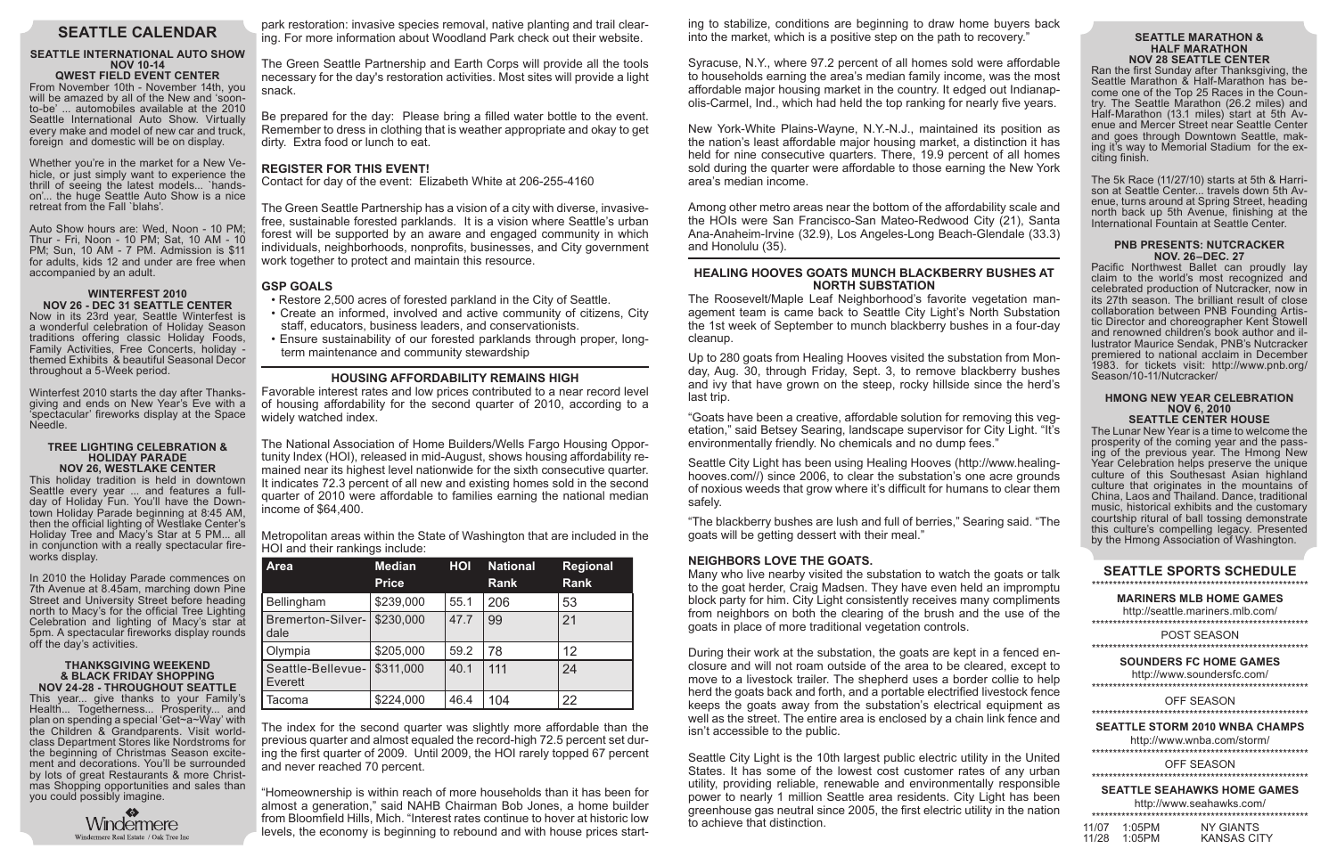# SEATTLE CALENDAR

### SEATTLE INTERNATIONAL AUTO SHOW
### NOV 10-14
### QWEST FIELD EVENT CENTER

From November 10th - November 14th, you will be amazed by all of the New and 'soon-to-be' ... automobiles available at the 2010 Seattle International Auto Show. Virtually every make and model of new car and truck, foreign and domestic will be on display.

Whether you're in the market for a New Vehicle, or just simply want to experience the thrill of seeing the latest models... 'hands-on'... the huge Seattle Auto Show is a nice retreat from the Fall 'blahs'.

Auto Show hours are: Wed, Noon - 10 PM; Thur - Fri, Noon - 10 PM; Sat, 10 AM - 10 PM; Sun, 10 AM - 7 PM. Admission is $11 for adults, kids 12 and under are free when accompanied by an adult.

### WINTERFEST 2010
### NOV 26 - DEC 31 SEATTLE CENTER

Now in its 23rd year, Seattle Winterfest is a wonderful celebration of Holiday Season traditions offering classic Holiday Foods, Family Activities, Free Concerts, holiday - themed Exhibits & beautiful Seasonal Decor throughout a 5-Week period.

Winterfest 2010 starts the day after Thanksgiving and ends on New Year's Eve with a 'spectacular' fireworks display at the Space Needle.

### TREE LIGHTING CELEBRATION & HOLIDAY PARADE
### NOV 26, WESTLAKE CENTER

This holiday tradition is held in downtown Seattle every year ... and features a full-day of Holiday Fun. You'll have the Downtown Holiday Parade beginning at 8:45 AM, then the official lighting of Westlake Center's Holiday Tree and Macy's Star at 5 PM... all in conjunction with a really spectacular fireworks display.

In 2010 the Holiday Parade commences on 7th Avenue at 8.45am, marching down Pine Street and University Street before heading north to Macy's for the official Tree Lighting Celebration and lighting of Macy's star at 5pm. A spectacular fireworks display rounds off the day's activities.

### THANKSGIVING WEEKEND & BLACK FRIDAY SHOPPING
### NOV 24-28 - THROUGHOUT SEATTLE

This year... give thanks to your Family's Health... Togetherness... Prosperity... and plan on spending a special 'Get~a~Way' with the Children & Grandparents. Visit world-class Department Stores like Nordstroms for the beginning of Christmas Season excitement and decorations. You'll be surrounded by lots of great Restaurants & more Christmas Shopping opportunities and sales than you could possibly imagine.

Windermere
Windermere Real Estate / Oak Tree Inc

park restoration: invasive species removal, native planting and trail clearing. For more information about Woodland Park check out their website.

The Green Seattle Partnership and Earth Corps will provide all the tools necessary for the day's restoration activities. Most sites will provide a light snack.

Be prepared for the day: Please bring a filled water bottle to the event. Remember to dress in clothing that is weather appropriate and okay to get dirty. Extra food or lunch to eat.

## REGISTER FOR THIS EVENT!

Contact for day of the event: Elizabeth White at 206-255-4160

The Green Seattle Partnership has a vision of a city with diverse, invasive-free, sustainable forested parklands. It is a vision where Seattle's urban forest will be supported by an aware and engaged community in which individuals, neighborhoods, nonprofits, businesses, and City government work together to protect and maintain this resource.

## GSP GOALS

- Restore 2,500 acres of forested parkland in the City of Seattle.
- Create an informed, involved and active community of citizens, City staff, educators, business leaders, and conservationists.
- Ensure sustainability of our forested parklands through proper, long-term maintenance and community stewardship

## HOUSING AFFORDABILITY REMAINS HIGH

Favorable interest rates and low prices contributed to a near record level of housing affordability for the second quarter of 2010, according to a widely watched index.

The National Association of Home Builders/Wells Fargo Housing Opportunity Index (HOI), released in mid-August, shows housing affordability remained near its highest level nationwide for the sixth consecutive quarter. It indicates 72.3 percent of all new and existing homes sold in the second quarter of 2010 were affordable to families earning the national median income of $64,400.

Metropolitan areas within the State of Washington that are included in the HOI and their rankings include:

| Area | Median Price | HOI | National Rank | Regional Rank |
|---|---|---|---|---|
| Bellingham | $239,000 | 55.1 | 206 | 53 |
| Bremerton-Silverdale | $230,000 | 47.7 | 99 | 21 |
| Olympia | $205,000 | 59.2 | 78 | 12 |
| Seattle-Bellevue-Everett | $311,000 | 40.1 | 111 | 24 |
| Tacoma | $224,000 | 46.4 | 104 | 22 |

The index for the second quarter was slightly more affordable than the previous quarter and almost equaled the record-high 72.5 percent set during the first quarter of 2009. Until 2009, the HOI rarely topped 67 percent and never reached 70 percent.

"Homeownership is within reach of more households than it has been for almost a generation," said NAHB Chairman Bob Jones, a home builder from Bloomfield Hills, Mich. "Interest rates continue to hover at historic low levels, the economy is beginning to rebound and with house prices starting to stabilize, conditions are beginning to draw home buyers back into the market, which is a positive step on the path to recovery."

Syracuse, N.Y., where 97.2 percent of all homes sold were affordable to households earning the area's median family income, was the most affordable major housing market in the country. It edged out Indianapolis-Carmel, Ind., which had held the top ranking for nearly five years.

New York-White Plains-Wayne, N.Y.-N.J., maintained its position as the nation's least affordable major housing market, a distinction it has held for nine consecutive quarters. There, 19.9 percent of all homes sold during the quarter were affordable to those earning the New York area's median income.

Among other metro areas near the bottom of the affordability scale and the HOIs were San Francisco-San Mateo-Redwood City (21), Santa Ana-Anaheim-Irvine (32.9), Los Angeles-Long Beach-Glendale (33.3) and Honolulu (35).

## HEALING HOOVES GOATS MUNCH BLACKBERRY BUSHES AT NORTH SUBSTATION

The Roosevelt/Maple Leaf Neighborhood's favorite vegetation management team is came back to Seattle City Light's North Substation the 1st week of September to munch blackberry bushes in a four-day cleanup.

Up to 280 goats from Healing Hooves visited the substation from Monday, Aug. 30, through Friday, Sept. 3, to remove blackberry bushes and ivy that have grown on the steep, rocky hillside since the herd's last trip.

"Goats have been a creative, affordable solution for removing this vegetation," said Betsey Searing, landscape supervisor for City Light. "It's environmentally friendly. No chemicals and no dump fees."

Seattle City Light has been using Healing Hooves (http://www.healing-hooves.com//) since 2006, to clear the substation's one acre grounds of noxious weeds that grow where it's difficult for humans to clear them safely.

"The blackberry bushes are lush and full of berries," Searing said. "The goats will be getting dessert with their meal."

## NEIGHBORS LOVE THE GOATS.

Many who live nearby visited the substation to watch the goats or talk to the goat herder, Craig Madsen. They have even held an impromptu block party for him. City Light consistently receives many compliments from neighbors on both the clearing of the brush and the use of the goats in place of more traditional vegetation controls.

During their work at the substation, the goats are kept in a fenced enclosure and will not roam outside of the area to be cleared, except to move to a livestock trailer. The shepherd uses a border collie to help herd the goats back and forth, and a portable electrified livestock fence keeps the goats away from the substation's electrical equipment as well as the street. The entire area is enclosed by a chain link fence and isn't accessible to the public.

Seattle City Light is the 10th largest public electric utility in the United States. It has some of the lowest cost customer rates of any urban utility, providing reliable, renewable and environmentally responsible power to nearly 1 million Seattle area residents. City Light has been greenhouse gas neutral since 2005, the first electric utility in the nation to achieve that distinction.

### SEATTLE MARATHON & HALF MARATHON
### NOV 28 SEATTLE CENTER

Ran the first Sunday after Thanksgiving, the Seattle Marathon & Half-Marathon has become one of the Top 25 Races in the Country. The Seattle Marathon (26.2 miles) and Half-Marathon (13.1 miles) start at 5th Avenue and Mercer Street near Seattle Center and goes through Downtown Seattle, making it's way to Memorial Stadium for the exciting finish.

The 5k Race (11/27/10) starts at 5th & Harrison at Seattle Center... travels down 5th Avenue, turns around at Spring Street, heading north back up 5th Avenue, finishing at the International Fountain at Seattle Center.

### PNB PRESENTS: NUTCRACKER
### NOV. 26–DEC. 27

Pacific Northwest Ballet can proudly lay claim to the world's most recognized and celebrated production of Nutcracker, now in its 27th season. The brilliant result of close collaboration between PNB Founding Artistic Director and choreographer Kent Stowell and renowned children's book author and illustrator Maurice Sendak, PNB's Nutcracker premiered to national acclaim in December 1983. for tickets visit: http://www.pnb.org/Season/10-11/Nutcracker/

### HMONG NEW YEAR CELEBRATION
### NOV 6, 2010
### SEATTLE CENTER HOUSE

The Lunar New Year is a time to welcome the prosperity of the coming year and the passing of the previous year. The Hmong New Year Celebration helps preserve the unique culture of this Southeast Asian highland culture that originates in the mountains of China, Laos and Thailand. Dance, traditional music, historical exhibits and the customary courtship ritural of ball tossing demonstrate this culture's compelling legacy. Presented by the Hmong Association of Washington.

## SEATTLE SPORTS SCHEDULE

**MARINERS MLB HOME GAMES**
http://seattle.mariners.mlb.com/

POST SEASON

**SOUNDERS FC HOME GAMES**
http://www.soundersfc.com/

OFF SEASON

**SEATTLE STORM 2010 WNBA CHAMPS**
http://www.wnba.com/storm/

OFF SEASON

**SEATTLE SEAHAWKS HOME GAMES**
http://www.seahawks.com/

| | | |
|---|---|---|
| 11/07 | 1:05PM | NY GIANTS |
| 11/28 | 1:05PM | KANSAS CITY |